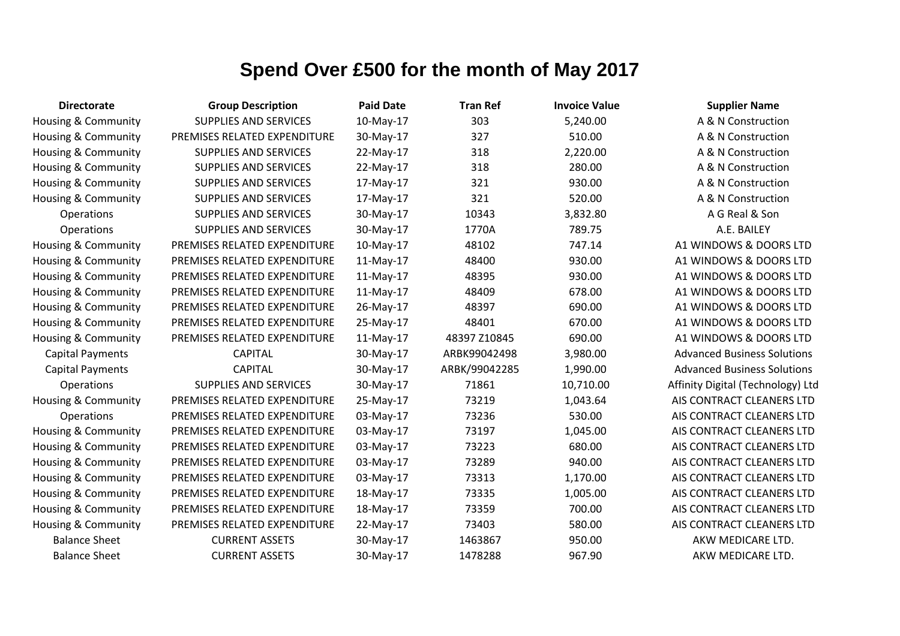# Spend Over £500 for the month of May 2017

| Directorate | Group Description | Paid Date | Tran Ref | Invoice Value | Supplier Name |
|---|---|---|---|---|---|
| Housing & Community | SUPPLIES AND SERVICES | 10-May-17 | 303 | 5,240.00 | A & N Construction |
| Housing & Community | PREMISES RELATED EXPENDITURE | 30-May-17 | 327 | 510.00 | A & N Construction |
| Housing & Community | SUPPLIES AND SERVICES | 22-May-17 | 318 | 2,220.00 | A & N Construction |
| Housing & Community | SUPPLIES AND SERVICES | 22-May-17 | 318 | 280.00 | A & N Construction |
| Housing & Community | SUPPLIES AND SERVICES | 17-May-17 | 321 | 930.00 | A & N Construction |
| Housing & Community | SUPPLIES AND SERVICES | 17-May-17 | 321 | 520.00 | A & N Construction |
| Operations | SUPPLIES AND SERVICES | 30-May-17 | 10343 | 3,832.80 | A G Real & Son |
| Operations | SUPPLIES AND SERVICES | 30-May-17 | 1770A | 789.75 | A.E. BAILEY |
| Housing & Community | PREMISES RELATED EXPENDITURE | 10-May-17 | 48102 | 747.14 | A1 WINDOWS & DOORS LTD |
| Housing & Community | PREMISES RELATED EXPENDITURE | 11-May-17 | 48400 | 930.00 | A1 WINDOWS & DOORS LTD |
| Housing & Community | PREMISES RELATED EXPENDITURE | 11-May-17 | 48395 | 930.00 | A1 WINDOWS & DOORS LTD |
| Housing & Community | PREMISES RELATED EXPENDITURE | 11-May-17 | 48409 | 678.00 | A1 WINDOWS & DOORS LTD |
| Housing & Community | PREMISES RELATED EXPENDITURE | 26-May-17 | 48397 | 690.00 | A1 WINDOWS & DOORS LTD |
| Housing & Community | PREMISES RELATED EXPENDITURE | 25-May-17 | 48401 | 670.00 | A1 WINDOWS & DOORS LTD |
| Housing & Community | PREMISES RELATED EXPENDITURE | 11-May-17 | 48397 Z10845 | 690.00 | A1 WINDOWS & DOORS LTD |
| Capital Payments | CAPITAL | 30-May-17 | ARBK99042498 | 3,980.00 | Advanced Business Solutions |
| Capital Payments | CAPITAL | 30-May-17 | ARBK/99042285 | 1,990.00 | Advanced Business Solutions |
| Operations | SUPPLIES AND SERVICES | 30-May-17 | 71861 | 10,710.00 | Affinity Digital (Technology) Ltd |
| Housing & Community | PREMISES RELATED EXPENDITURE | 25-May-17 | 73219 | 1,043.64 | AIS CONTRACT CLEANERS LTD |
| Operations | PREMISES RELATED EXPENDITURE | 03-May-17 | 73236 | 530.00 | AIS CONTRACT CLEANERS LTD |
| Housing & Community | PREMISES RELATED EXPENDITURE | 03-May-17 | 73197 | 1,045.00 | AIS CONTRACT CLEANERS LTD |
| Housing & Community | PREMISES RELATED EXPENDITURE | 03-May-17 | 73223 | 680.00 | AIS CONTRACT CLEANERS LTD |
| Housing & Community | PREMISES RELATED EXPENDITURE | 03-May-17 | 73289 | 940.00 | AIS CONTRACT CLEANERS LTD |
| Housing & Community | PREMISES RELATED EXPENDITURE | 03-May-17 | 73313 | 1,170.00 | AIS CONTRACT CLEANERS LTD |
| Housing & Community | PREMISES RELATED EXPENDITURE | 18-May-17 | 73335 | 1,005.00 | AIS CONTRACT CLEANERS LTD |
| Housing & Community | PREMISES RELATED EXPENDITURE | 18-May-17 | 73359 | 700.00 | AIS CONTRACT CLEANERS LTD |
| Housing & Community | PREMISES RELATED EXPENDITURE | 22-May-17 | 73403 | 580.00 | AIS CONTRACT CLEANERS LTD |
| Balance Sheet | CURRENT ASSETS | 30-May-17 | 1463867 | 950.00 | AKW MEDICARE LTD. |
| Balance Sheet | CURRENT ASSETS | 30-May-17 | 1478288 | 967.90 | AKW MEDICARE LTD. |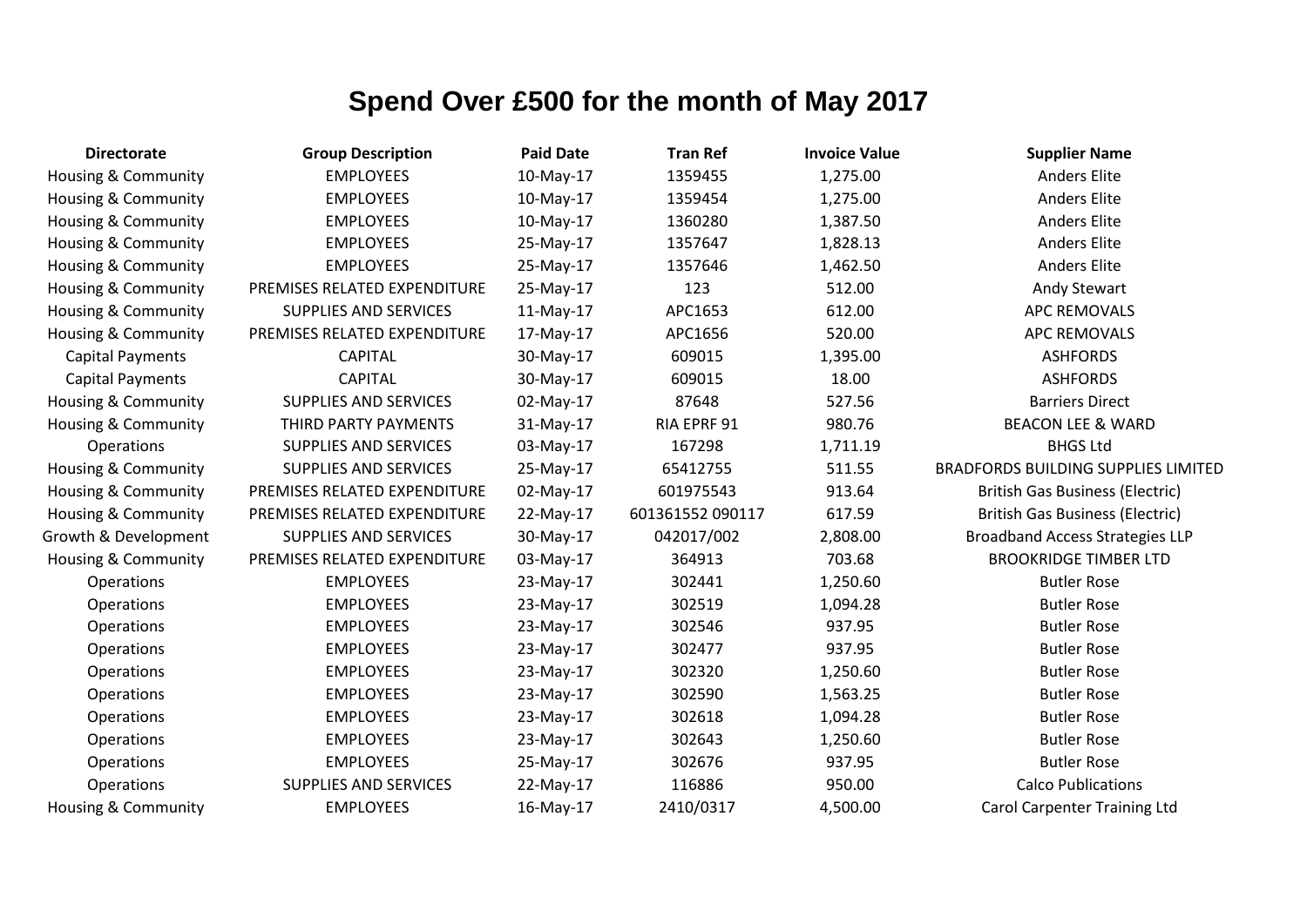# Spend Over £500 for the month of May 2017

| Directorate | Group Description | Paid Date | Tran Ref | Invoice Value | Supplier Name |
|---|---|---|---|---|---|
| Housing & Community | EMPLOYEES | 10-May-17 | 1359455 | 1,275.00 | Anders Elite |
| Housing & Community | EMPLOYEES | 10-May-17 | 1359454 | 1,275.00 | Anders Elite |
| Housing & Community | EMPLOYEES | 10-May-17 | 1360280 | 1,387.50 | Anders Elite |
| Housing & Community | EMPLOYEES | 25-May-17 | 1357647 | 1,828.13 | Anders Elite |
| Housing & Community | EMPLOYEES | 25-May-17 | 1357646 | 1,462.50 | Anders Elite |
| Housing & Community | PREMISES RELATED EXPENDITURE | 25-May-17 | 123 | 512.00 | Andy Stewart |
| Housing & Community | SUPPLIES AND SERVICES | 11-May-17 | APC1653 | 612.00 | APC REMOVALS |
| Housing & Community | PREMISES RELATED EXPENDITURE | 17-May-17 | APC1656 | 520.00 | APC REMOVALS |
| Capital Payments | CAPITAL | 30-May-17 | 609015 | 1,395.00 | ASHFORDS |
| Capital Payments | CAPITAL | 30-May-17 | 609015 | 18.00 | ASHFORDS |
| Housing & Community | SUPPLIES AND SERVICES | 02-May-17 | 87648 | 527.56 | Barriers Direct |
| Housing & Community | THIRD PARTY PAYMENTS | 31-May-17 | RIA EPRF 91 | 980.76 | BEACON LEE & WARD |
| Operations | SUPPLIES AND SERVICES | 03-May-17 | 167298 | 1,711.19 | BHGS Ltd |
| Housing & Community | SUPPLIES AND SERVICES | 25-May-17 | 65412755 | 511.55 | BRADFORDS BUILDING SUPPLIES LIMITED |
| Housing & Community | PREMISES RELATED EXPENDITURE | 02-May-17 | 601975543 | 913.64 | British Gas Business (Electric) |
| Housing & Community | PREMISES RELATED EXPENDITURE | 22-May-17 | 601361552 090117 | 617.59 | British Gas Business (Electric) |
| Growth & Development | SUPPLIES AND SERVICES | 30-May-17 | 042017/002 | 2,808.00 | Broadband Access Strategies LLP |
| Housing & Community | PREMISES RELATED EXPENDITURE | 03-May-17 | 364913 | 703.68 | BROOKRIDGE TIMBER LTD |
| Operations | EMPLOYEES | 23-May-17 | 302441 | 1,250.60 | Butler Rose |
| Operations | EMPLOYEES | 23-May-17 | 302519 | 1,094.28 | Butler Rose |
| Operations | EMPLOYEES | 23-May-17 | 302546 | 937.95 | Butler Rose |
| Operations | EMPLOYEES | 23-May-17 | 302477 | 937.95 | Butler Rose |
| Operations | EMPLOYEES | 23-May-17 | 302320 | 1,250.60 | Butler Rose |
| Operations | EMPLOYEES | 23-May-17 | 302590 | 1,563.25 | Butler Rose |
| Operations | EMPLOYEES | 23-May-17 | 302618 | 1,094.28 | Butler Rose |
| Operations | EMPLOYEES | 23-May-17 | 302643 | 1,250.60 | Butler Rose |
| Operations | EMPLOYEES | 25-May-17 | 302676 | 937.95 | Butler Rose |
| Operations | SUPPLIES AND SERVICES | 22-May-17 | 116886 | 950.00 | Calco Publications |
| Housing & Community | EMPLOYEES | 16-May-17 | 2410/0317 | 4,500.00 | Carol Carpenter Training Ltd |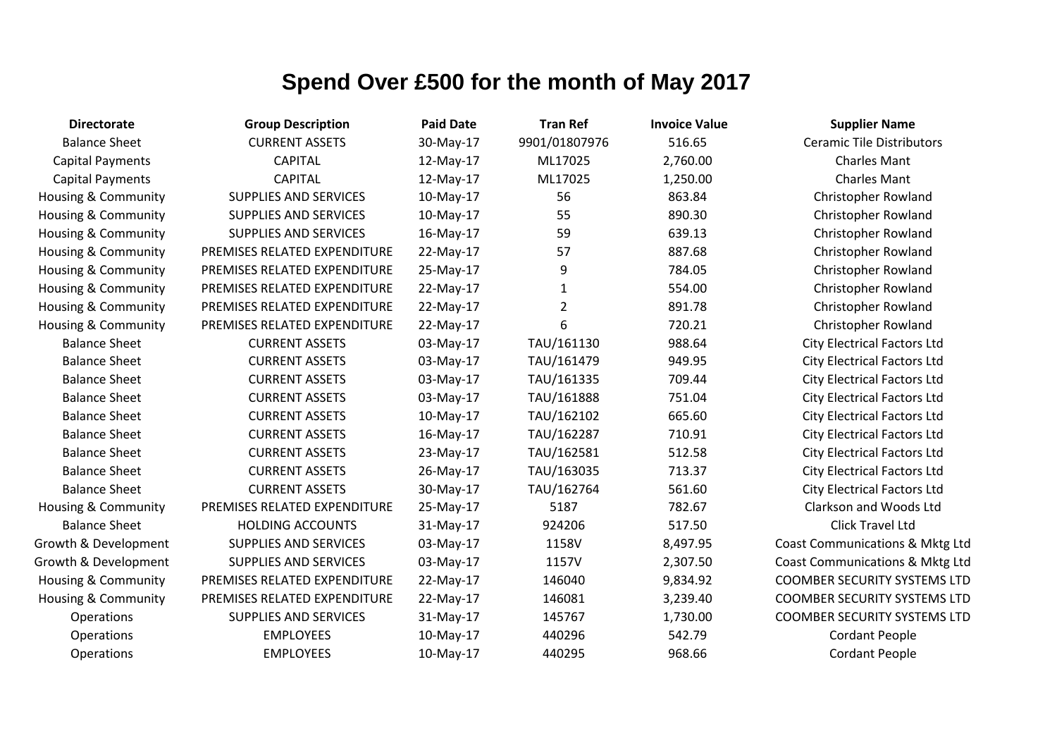# Spend Over £500 for the month of May 2017

| Directorate | Group Description | Paid Date | Tran Ref | Invoice Value | Supplier Name |
|---|---|---|---|---|---|
| Balance Sheet | CURRENT ASSETS | 30-May-17 | 9901/01807976 | 516.65 | Ceramic Tile Distributors |
| Capital Payments | CAPITAL | 12-May-17 | ML17025 | 2,760.00 | Charles Mant |
| Capital Payments | CAPITAL | 12-May-17 | ML17025 | 1,250.00 | Charles Mant |
| Housing & Community | SUPPLIES AND SERVICES | 10-May-17 | 56 | 863.84 | Christopher Rowland |
| Housing & Community | SUPPLIES AND SERVICES | 10-May-17 | 55 | 890.30 | Christopher Rowland |
| Housing & Community | SUPPLIES AND SERVICES | 16-May-17 | 59 | 639.13 | Christopher Rowland |
| Housing & Community | PREMISES RELATED EXPENDITURE | 22-May-17 | 57 | 887.68 | Christopher Rowland |
| Housing & Community | PREMISES RELATED EXPENDITURE | 25-May-17 | 9 | 784.05 | Christopher Rowland |
| Housing & Community | PREMISES RELATED EXPENDITURE | 22-May-17 | 1 | 554.00 | Christopher Rowland |
| Housing & Community | PREMISES RELATED EXPENDITURE | 22-May-17 | 2 | 891.78 | Christopher Rowland |
| Housing & Community | PREMISES RELATED EXPENDITURE | 22-May-17 | 6 | 720.21 | Christopher Rowland |
| Balance Sheet | CURRENT ASSETS | 03-May-17 | TAU/161130 | 988.64 | City Electrical Factors Ltd |
| Balance Sheet | CURRENT ASSETS | 03-May-17 | TAU/161479 | 949.95 | City Electrical Factors Ltd |
| Balance Sheet | CURRENT ASSETS | 03-May-17 | TAU/161335 | 709.44 | City Electrical Factors Ltd |
| Balance Sheet | CURRENT ASSETS | 03-May-17 | TAU/161888 | 751.04 | City Electrical Factors Ltd |
| Balance Sheet | CURRENT ASSETS | 10-May-17 | TAU/162102 | 665.60 | City Electrical Factors Ltd |
| Balance Sheet | CURRENT ASSETS | 16-May-17 | TAU/162287 | 710.91 | City Electrical Factors Ltd |
| Balance Sheet | CURRENT ASSETS | 23-May-17 | TAU/162581 | 512.58 | City Electrical Factors Ltd |
| Balance Sheet | CURRENT ASSETS | 26-May-17 | TAU/163035 | 713.37 | City Electrical Factors Ltd |
| Balance Sheet | CURRENT ASSETS | 30-May-17 | TAU/162764 | 561.60 | City Electrical Factors Ltd |
| Housing & Community | PREMISES RELATED EXPENDITURE | 25-May-17 | 5187 | 782.67 | Clarkson and Woods Ltd |
| Balance Sheet | HOLDING ACCOUNTS | 31-May-17 | 924206 | 517.50 | Click Travel Ltd |
| Growth & Development | SUPPLIES AND SERVICES | 03-May-17 | 1158V | 8,497.95 | Coast Communications & Mktg Ltd |
| Growth & Development | SUPPLIES AND SERVICES | 03-May-17 | 1157V | 2,307.50 | Coast Communications & Mktg Ltd |
| Housing & Community | PREMISES RELATED EXPENDITURE | 22-May-17 | 146040 | 9,834.92 | COOMBER SECURITY SYSTEMS LTD |
| Housing & Community | PREMISES RELATED EXPENDITURE | 22-May-17 | 146081 | 3,239.40 | COOMBER SECURITY SYSTEMS LTD |
| Operations | SUPPLIES AND SERVICES | 31-May-17 | 145767 | 1,730.00 | COOMBER SECURITY SYSTEMS LTD |
| Operations | EMPLOYEES | 10-May-17 | 440296 | 542.79 | Cordant People |
| Operations | EMPLOYEES | 10-May-17 | 440295 | 968.66 | Cordant People |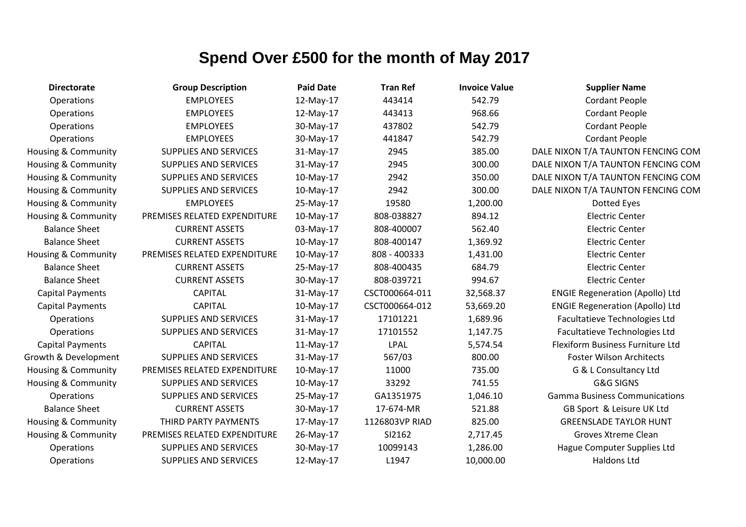# Spend Over £500 for the month of May 2017

| Directorate | Group Description | Paid Date | Tran Ref | Invoice Value | Supplier Name |
|---|---|---|---|---|---|
| Operations | EMPLOYEES | 12-May-17 | 443414 | 542.79 | Cordant People |
| Operations | EMPLOYEES | 12-May-17 | 443413 | 968.66 | Cordant People |
| Operations | EMPLOYEES | 30-May-17 | 437802 | 542.79 | Cordant People |
| Operations | EMPLOYEES | 30-May-17 | 441847 | 542.79 | Cordant People |
| Housing & Community | SUPPLIES AND SERVICES | 31-May-17 | 2945 | 385.00 | DALE NIXON T/A TAUNTON FENCING COM |
| Housing & Community | SUPPLIES AND SERVICES | 31-May-17 | 2945 | 300.00 | DALE NIXON T/A TAUNTON FENCING COM |
| Housing & Community | SUPPLIES AND SERVICES | 10-May-17 | 2942 | 350.00 | DALE NIXON T/A TAUNTON FENCING COM |
| Housing & Community | SUPPLIES AND SERVICES | 10-May-17 | 2942 | 300.00 | DALE NIXON T/A TAUNTON FENCING COM |
| Housing & Community | EMPLOYEES | 25-May-17 | 19580 | 1,200.00 | Dotted Eyes |
| Housing & Community | PREMISES RELATED EXPENDITURE | 10-May-17 | 808-038827 | 894.12 | Electric Center |
| Balance Sheet | CURRENT ASSETS | 03-May-17 | 808-400007 | 562.40 | Electric Center |
| Balance Sheet | CURRENT ASSETS | 10-May-17 | 808-400147 | 1,369.92 | Electric Center |
| Housing & Community | PREMISES RELATED EXPENDITURE | 10-May-17 | 808 - 400333 | 1,431.00 | Electric Center |
| Balance Sheet | CURRENT ASSETS | 25-May-17 | 808-400435 | 684.79 | Electric Center |
| Balance Sheet | CURRENT ASSETS | 30-May-17 | 808-039721 | 994.67 | Electric Center |
| Capital Payments | CAPITAL | 31-May-17 | CSCT000664-011 | 32,568.37 | ENGIE Regeneration (Apollo) Ltd |
| Capital Payments | CAPITAL | 10-May-17 | CSCT000664-012 | 53,669.20 | ENGIE Regeneration (Apollo) Ltd |
| Operations | SUPPLIES AND SERVICES | 31-May-17 | 17101221 | 1,689.96 | Facultatieve Technologies Ltd |
| Operations | SUPPLIES AND SERVICES | 31-May-17 | 17101552 | 1,147.75 | Facultatieve Technologies Ltd |
| Capital Payments | CAPITAL | 11-May-17 | LPAL | 5,574.54 | Flexiform Business Furniture Ltd |
| Growth & Development | SUPPLIES AND SERVICES | 31-May-17 | 567/03 | 800.00 | Foster Wilson Architects |
| Housing & Community | PREMISES RELATED EXPENDITURE | 10-May-17 | 11000 | 735.00 | G & L Consultancy Ltd |
| Housing & Community | SUPPLIES AND SERVICES | 10-May-17 | 33292 | 741.55 | G&G SIGNS |
| Operations | SUPPLIES AND SERVICES | 25-May-17 | GA1351975 | 1,046.10 | Gamma Business Communications |
| Balance Sheet | CURRENT ASSETS | 30-May-17 | 17-674-MR | 521.88 | GB Sport & Leisure UK Ltd |
| Housing & Community | THIRD PARTY PAYMENTS | 17-May-17 | 1126803VP RIAD | 825.00 | GREENSLADE TAYLOR HUNT |
| Housing & Community | PREMISES RELATED EXPENDITURE | 26-May-17 | SI2162 | 2,717.45 | Groves Xtreme Clean |
| Operations | SUPPLIES AND SERVICES | 30-May-17 | 10099143 | 1,286.00 | Hague Computer Supplies Ltd |
| Operations | SUPPLIES AND SERVICES | 12-May-17 | L1947 | 10,000.00 | Haldons Ltd |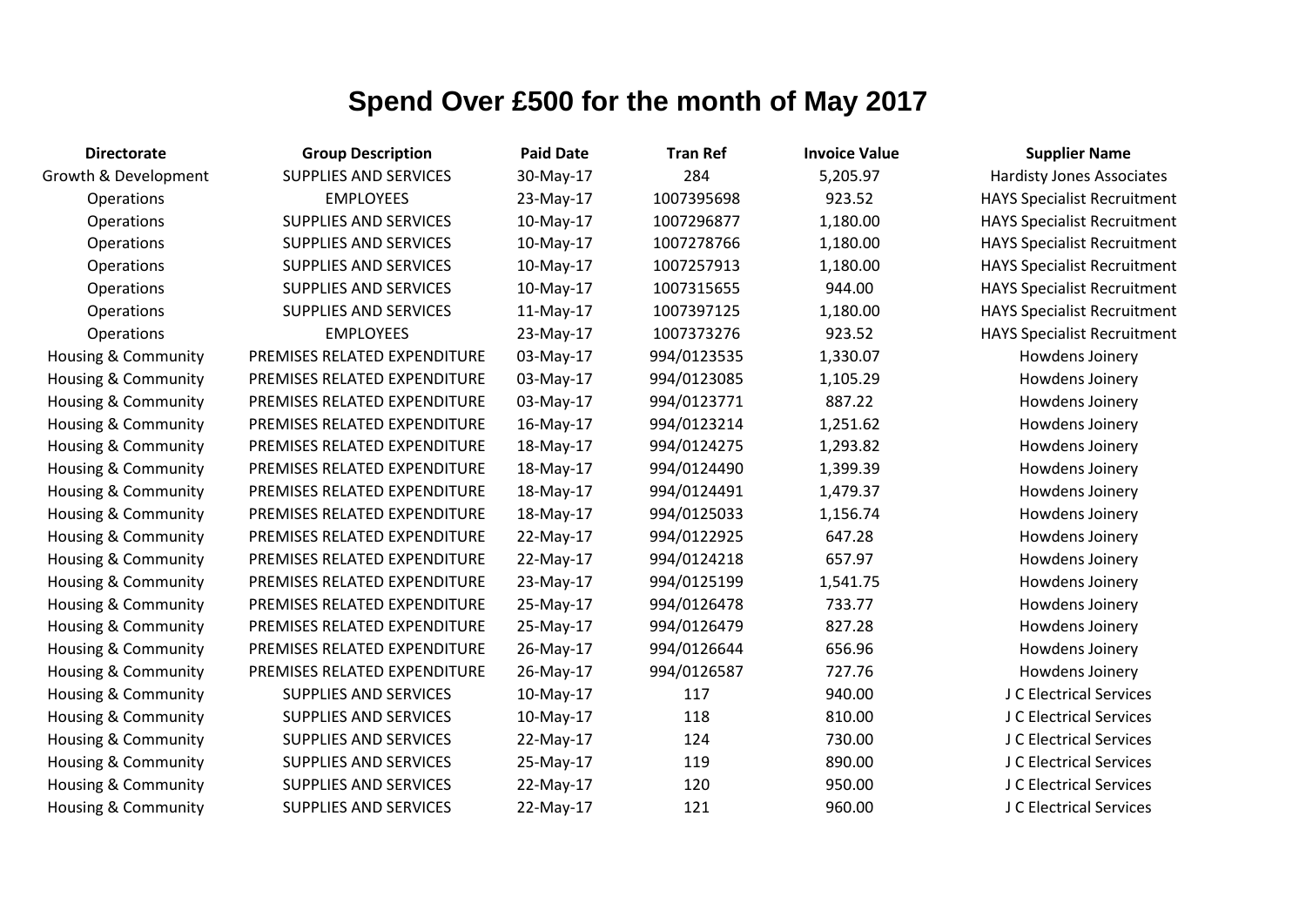# Spend Over £500 for the month of May 2017

| Directorate | Group Description | Paid Date | Tran Ref | Invoice Value | Supplier Name |
|---|---|---|---|---|---|
| Growth & Development | SUPPLIES AND SERVICES | 30-May-17 | 284 | 5,205.97 | Hardisty Jones Associates |
| Operations | EMPLOYEES | 23-May-17 | 1007395698 | 923.52 | HAYS Specialist Recruitment |
| Operations | SUPPLIES AND SERVICES | 10-May-17 | 1007296877 | 1,180.00 | HAYS Specialist Recruitment |
| Operations | SUPPLIES AND SERVICES | 10-May-17 | 1007278766 | 1,180.00 | HAYS Specialist Recruitment |
| Operations | SUPPLIES AND SERVICES | 10-May-17 | 1007257913 | 1,180.00 | HAYS Specialist Recruitment |
| Operations | SUPPLIES AND SERVICES | 10-May-17 | 1007315655 | 944.00 | HAYS Specialist Recruitment |
| Operations | SUPPLIES AND SERVICES | 11-May-17 | 1007397125 | 1,180.00 | HAYS Specialist Recruitment |
| Operations | EMPLOYEES | 23-May-17 | 1007373276 | 923.52 | HAYS Specialist Recruitment |
| Housing & Community | PREMISES RELATED EXPENDITURE | 03-May-17 | 994/0123535 | 1,330.07 | Howdens Joinery |
| Housing & Community | PREMISES RELATED EXPENDITURE | 03-May-17 | 994/0123085 | 1,105.29 | Howdens Joinery |
| Housing & Community | PREMISES RELATED EXPENDITURE | 03-May-17 | 994/0123771 | 887.22 | Howdens Joinery |
| Housing & Community | PREMISES RELATED EXPENDITURE | 16-May-17 | 994/0123214 | 1,251.62 | Howdens Joinery |
| Housing & Community | PREMISES RELATED EXPENDITURE | 18-May-17 | 994/0124275 | 1,293.82 | Howdens Joinery |
| Housing & Community | PREMISES RELATED EXPENDITURE | 18-May-17 | 994/0124490 | 1,399.39 | Howdens Joinery |
| Housing & Community | PREMISES RELATED EXPENDITURE | 18-May-17 | 994/0124491 | 1,479.37 | Howdens Joinery |
| Housing & Community | PREMISES RELATED EXPENDITURE | 18-May-17 | 994/0125033 | 1,156.74 | Howdens Joinery |
| Housing & Community | PREMISES RELATED EXPENDITURE | 22-May-17 | 994/0122925 | 647.28 | Howdens Joinery |
| Housing & Community | PREMISES RELATED EXPENDITURE | 22-May-17 | 994/0124218 | 657.97 | Howdens Joinery |
| Housing & Community | PREMISES RELATED EXPENDITURE | 23-May-17 | 994/0125199 | 1,541.75 | Howdens Joinery |
| Housing & Community | PREMISES RELATED EXPENDITURE | 25-May-17 | 994/0126478 | 733.77 | Howdens Joinery |
| Housing & Community | PREMISES RELATED EXPENDITURE | 25-May-17 | 994/0126479 | 827.28 | Howdens Joinery |
| Housing & Community | PREMISES RELATED EXPENDITURE | 26-May-17 | 994/0126644 | 656.96 | Howdens Joinery |
| Housing & Community | PREMISES RELATED EXPENDITURE | 26-May-17 | 994/0126587 | 727.76 | Howdens Joinery |
| Housing & Community | SUPPLIES AND SERVICES | 10-May-17 | 117 | 940.00 | J C Electrical Services |
| Housing & Community | SUPPLIES AND SERVICES | 10-May-17 | 118 | 810.00 | J C Electrical Services |
| Housing & Community | SUPPLIES AND SERVICES | 22-May-17 | 124 | 730.00 | J C Electrical Services |
| Housing & Community | SUPPLIES AND SERVICES | 25-May-17 | 119 | 890.00 | J C Electrical Services |
| Housing & Community | SUPPLIES AND SERVICES | 22-May-17 | 120 | 950.00 | J C Electrical Services |
| Housing & Community | SUPPLIES AND SERVICES | 22-May-17 | 121 | 960.00 | J C Electrical Services |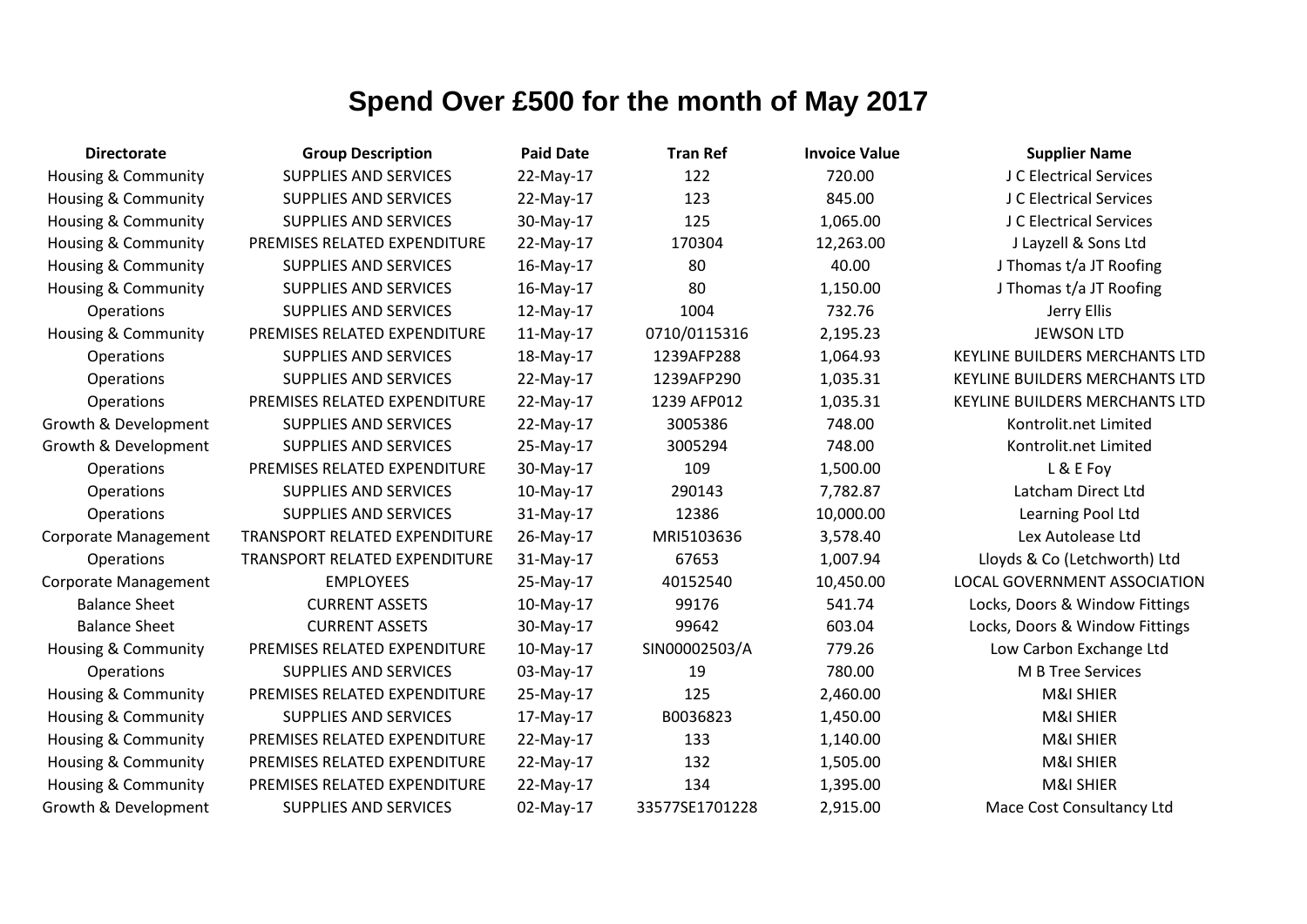# Spend Over £500 for the month of May 2017

| Directorate | Group Description | Paid Date | Tran Ref | Invoice Value | Supplier Name |
|---|---|---|---|---|---|
| Housing & Community | SUPPLIES AND SERVICES | 22-May-17 | 122 | 720.00 | J C Electrical Services |
| Housing & Community | SUPPLIES AND SERVICES | 22-May-17 | 123 | 845.00 | J C Electrical Services |
| Housing & Community | SUPPLIES AND SERVICES | 30-May-17 | 125 | 1,065.00 | J C Electrical Services |
| Housing & Community | PREMISES RELATED EXPENDITURE | 22-May-17 | 170304 | 12,263.00 | J Layzell & Sons Ltd |
| Housing & Community | SUPPLIES AND SERVICES | 16-May-17 | 80 | 40.00 | J Thomas t/a JT Roofing |
| Housing & Community | SUPPLIES AND SERVICES | 16-May-17 | 80 | 1,150.00 | J Thomas t/a JT Roofing |
| Operations | SUPPLIES AND SERVICES | 12-May-17 | 1004 | 732.76 | Jerry Ellis |
| Housing & Community | PREMISES RELATED EXPENDITURE | 11-May-17 | 0710/0115316 | 2,195.23 | JEWSON LTD |
| Operations | SUPPLIES AND SERVICES | 18-May-17 | 1239AFP288 | 1,064.93 | KEYLINE BUILDERS MERCHANTS LTD |
| Operations | SUPPLIES AND SERVICES | 22-May-17 | 1239AFP290 | 1,035.31 | KEYLINE BUILDERS MERCHANTS LTD |
| Operations | PREMISES RELATED EXPENDITURE | 22-May-17 | 1239 AFP012 | 1,035.31 | KEYLINE BUILDERS MERCHANTS LTD |
| Growth & Development | SUPPLIES AND SERVICES | 22-May-17 | 3005386 | 748.00 | Kontrolit.net Limited |
| Growth & Development | SUPPLIES AND SERVICES | 25-May-17 | 3005294 | 748.00 | Kontrolit.net Limited |
| Operations | PREMISES RELATED EXPENDITURE | 30-May-17 | 109 | 1,500.00 | L & E Foy |
| Operations | SUPPLIES AND SERVICES | 10-May-17 | 290143 | 7,782.87 | Latcham Direct Ltd |
| Operations | SUPPLIES AND SERVICES | 31-May-17 | 12386 | 10,000.00 | Learning Pool Ltd |
| Corporate Management | TRANSPORT RELATED EXPENDITURE | 26-May-17 | MRI5103636 | 3,578.40 | Lex Autolease Ltd |
| Operations | TRANSPORT RELATED EXPENDITURE | 31-May-17 | 67653 | 1,007.94 | Lloyds & Co (Letchworth) Ltd |
| Corporate Management | EMPLOYEES | 25-May-17 | 40152540 | 10,450.00 | LOCAL GOVERNMENT ASSOCIATION |
| Balance Sheet | CURRENT ASSETS | 10-May-17 | 99176 | 541.74 | Locks, Doors & Window Fittings |
| Balance Sheet | CURRENT ASSETS | 30-May-17 | 99642 | 603.04 | Locks, Doors & Window Fittings |
| Housing & Community | PREMISES RELATED EXPENDITURE | 10-May-17 | SIN00002503/A | 779.26 | Low Carbon Exchange Ltd |
| Operations | SUPPLIES AND SERVICES | 03-May-17 | 19 | 780.00 | M B Tree Services |
| Housing & Community | PREMISES RELATED EXPENDITURE | 25-May-17 | 125 | 2,460.00 | M&I SHIER |
| Housing & Community | SUPPLIES AND SERVICES | 17-May-17 | B0036823 | 1,450.00 | M&I SHIER |
| Housing & Community | PREMISES RELATED EXPENDITURE | 22-May-17 | 133 | 1,140.00 | M&I SHIER |
| Housing & Community | PREMISES RELATED EXPENDITURE | 22-May-17 | 132 | 1,505.00 | M&I SHIER |
| Housing & Community | PREMISES RELATED EXPENDITURE | 22-May-17 | 134 | 1,395.00 | M&I SHIER |
| Growth & Development | SUPPLIES AND SERVICES | 02-May-17 | 33577SE1701228 | 2,915.00 | Mace Cost Consultancy Ltd |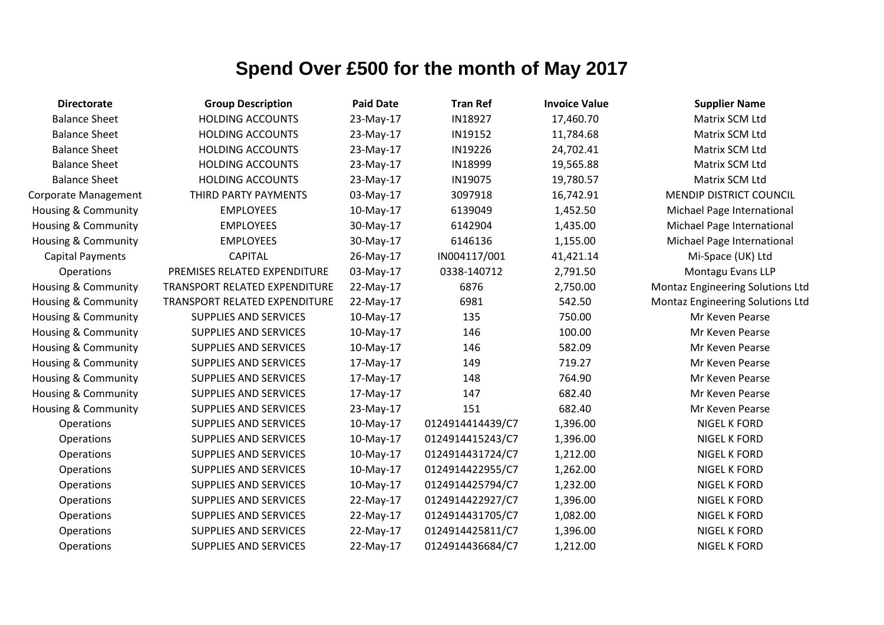# Spend Over £500 for the month of May 2017

| Directorate | Group Description | Paid Date | Tran Ref | Invoice Value | Supplier Name |
|---|---|---|---|---|---|
| Balance Sheet | HOLDING ACCOUNTS | 23-May-17 | IN18927 | 17,460.70 | Matrix SCM Ltd |
| Balance Sheet | HOLDING ACCOUNTS | 23-May-17 | IN19152 | 11,784.68 | Matrix SCM Ltd |
| Balance Sheet | HOLDING ACCOUNTS | 23-May-17 | IN19226 | 24,702.41 | Matrix SCM Ltd |
| Balance Sheet | HOLDING ACCOUNTS | 23-May-17 | IN18999 | 19,565.88 | Matrix SCM Ltd |
| Balance Sheet | HOLDING ACCOUNTS | 23-May-17 | IN19075 | 19,780.57 | Matrix SCM Ltd |
| Corporate Management | THIRD PARTY PAYMENTS | 03-May-17 | 3097918 | 16,742.91 | MENDIP DISTRICT COUNCIL |
| Housing & Community | EMPLOYEES | 10-May-17 | 6139049 | 1,452.50 | Michael Page International |
| Housing & Community | EMPLOYEES | 30-May-17 | 6142904 | 1,435.00 | Michael Page International |
| Housing & Community | EMPLOYEES | 30-May-17 | 6146136 | 1,155.00 | Michael Page International |
| Capital Payments | CAPITAL | 26-May-17 | IN004117/001 | 41,421.14 | Mi-Space (UK) Ltd |
| Operations | PREMISES RELATED EXPENDITURE | 03-May-17 | 0338-140712 | 2,791.50 | Montagu Evans LLP |
| Housing & Community | TRANSPORT RELATED EXPENDITURE | 22-May-17 | 6876 | 2,750.00 | Montaz Engineering Solutions Ltd |
| Housing & Community | TRANSPORT RELATED EXPENDITURE | 22-May-17 | 6981 | 542.50 | Montaz Engineering Solutions Ltd |
| Housing & Community | SUPPLIES AND SERVICES | 10-May-17 | 135 | 750.00 | Mr Keven Pearse |
| Housing & Community | SUPPLIES AND SERVICES | 10-May-17 | 146 | 100.00 | Mr Keven Pearse |
| Housing & Community | SUPPLIES AND SERVICES | 10-May-17 | 146 | 582.09 | Mr Keven Pearse |
| Housing & Community | SUPPLIES AND SERVICES | 17-May-17 | 149 | 719.27 | Mr Keven Pearse |
| Housing & Community | SUPPLIES AND SERVICES | 17-May-17 | 148 | 764.90 | Mr Keven Pearse |
| Housing & Community | SUPPLIES AND SERVICES | 17-May-17 | 147 | 682.40 | Mr Keven Pearse |
| Housing & Community | SUPPLIES AND SERVICES | 23-May-17 | 151 | 682.40 | Mr Keven Pearse |
| Operations | SUPPLIES AND SERVICES | 10-May-17 | 0124914414439/C7 | 1,396.00 | NIGEL K FORD |
| Operations | SUPPLIES AND SERVICES | 10-May-17 | 0124914415243/C7 | 1,396.00 | NIGEL K FORD |
| Operations | SUPPLIES AND SERVICES | 10-May-17 | 0124914431724/C7 | 1,212.00 | NIGEL K FORD |
| Operations | SUPPLIES AND SERVICES | 10-May-17 | 0124914422955/C7 | 1,262.00 | NIGEL K FORD |
| Operations | SUPPLIES AND SERVICES | 10-May-17 | 0124914425794/C7 | 1,232.00 | NIGEL K FORD |
| Operations | SUPPLIES AND SERVICES | 22-May-17 | 0124914422927/C7 | 1,396.00 | NIGEL K FORD |
| Operations | SUPPLIES AND SERVICES | 22-May-17 | 0124914431705/C7 | 1,082.00 | NIGEL K FORD |
| Operations | SUPPLIES AND SERVICES | 22-May-17 | 0124914425811/C7 | 1,396.00 | NIGEL K FORD |
| Operations | SUPPLIES AND SERVICES | 22-May-17 | 0124914436684/C7 | 1,212.00 | NIGEL K FORD |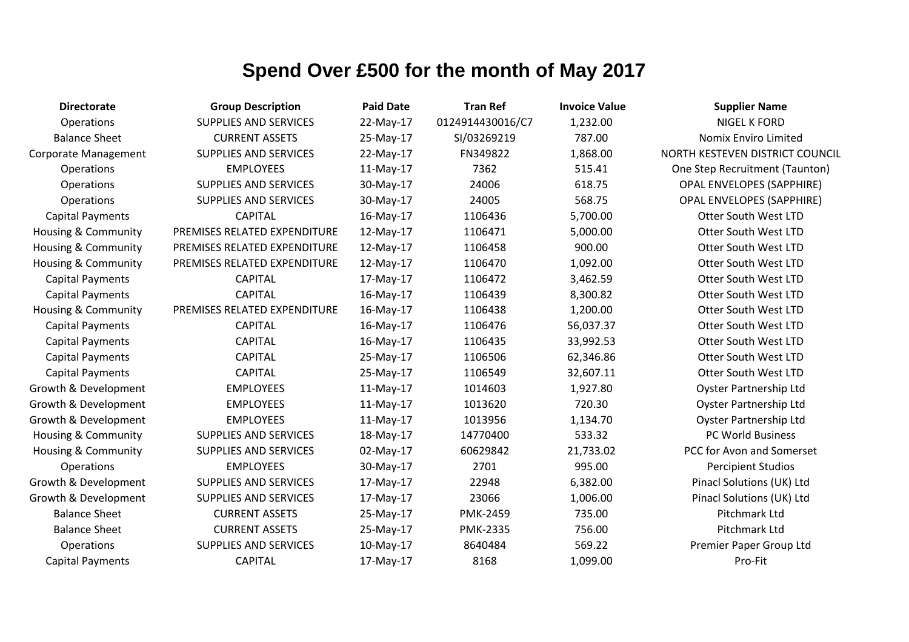# Spend Over £500 for the month of May 2017

| Directorate | Group Description | Paid Date | Tran Ref | Invoice Value | Supplier Name |
|---|---|---|---|---|---|
| Operations | SUPPLIES AND SERVICES | 22-May-17 | 0124914430016/C7 | 1,232.00 | NIGEL K FORD |
| Balance Sheet | CURRENT ASSETS | 25-May-17 | SI/03269219 | 787.00 | Nomix Enviro Limited |
| Corporate Management | SUPPLIES AND SERVICES | 22-May-17 | FN349822 | 1,868.00 | NORTH KESTEVEN DISTRICT COUNCIL |
| Operations | EMPLOYEES | 11-May-17 | 7362 | 515.41 | One Step Recruitment (Taunton) |
| Operations | SUPPLIES AND SERVICES | 30-May-17 | 24006 | 618.75 | OPAL ENVELOPES (SAPPHIRE) |
| Operations | SUPPLIES AND SERVICES | 30-May-17 | 24005 | 568.75 | OPAL ENVELOPES (SAPPHIRE) |
| Capital Payments | CAPITAL | 16-May-17 | 1106436 | 5,700.00 | Otter South West LTD |
| Housing & Community | PREMISES RELATED EXPENDITURE | 12-May-17 | 1106471 | 5,000.00 | Otter South West LTD |
| Housing & Community | PREMISES RELATED EXPENDITURE | 12-May-17 | 1106458 | 900.00 | Otter South West LTD |
| Housing & Community | PREMISES RELATED EXPENDITURE | 12-May-17 | 1106470 | 1,092.00 | Otter South West LTD |
| Capital Payments | CAPITAL | 17-May-17 | 1106472 | 3,462.59 | Otter South West LTD |
| Capital Payments | CAPITAL | 16-May-17 | 1106439 | 8,300.82 | Otter South West LTD |
| Housing & Community | PREMISES RELATED EXPENDITURE | 16-May-17 | 1106438 | 1,200.00 | Otter South West LTD |
| Capital Payments | CAPITAL | 16-May-17 | 1106476 | 56,037.37 | Otter South West LTD |
| Capital Payments | CAPITAL | 16-May-17 | 1106435 | 33,992.53 | Otter South West LTD |
| Capital Payments | CAPITAL | 25-May-17 | 1106506 | 62,346.86 | Otter South West LTD |
| Capital Payments | CAPITAL | 25-May-17 | 1106549 | 32,607.11 | Otter South West LTD |
| Growth & Development | EMPLOYEES | 11-May-17 | 1014603 | 1,927.80 | Oyster Partnership Ltd |
| Growth & Development | EMPLOYEES | 11-May-17 | 1013620 | 720.30 | Oyster Partnership Ltd |
| Growth & Development | EMPLOYEES | 11-May-17 | 1013956 | 1,134.70 | Oyster Partnership Ltd |
| Housing & Community | SUPPLIES AND SERVICES | 18-May-17 | 14770400 | 533.32 | PC World Business |
| Housing & Community | SUPPLIES AND SERVICES | 02-May-17 | 60629842 | 21,733.02 | PCC for Avon and Somerset |
| Operations | EMPLOYEES | 30-May-17 | 2701 | 995.00 | Percipient Studios |
| Growth & Development | SUPPLIES AND SERVICES | 17-May-17 | 22948 | 6,382.00 | Pinacl Solutions (UK) Ltd |
| Growth & Development | SUPPLIES AND SERVICES | 17-May-17 | 23066 | 1,006.00 | Pinacl Solutions (UK) Ltd |
| Balance Sheet | CURRENT ASSETS | 25-May-17 | PMK-2459 | 735.00 | Pitchmark Ltd |
| Balance Sheet | CURRENT ASSETS | 25-May-17 | PMK-2335 | 756.00 | Pitchmark Ltd |
| Operations | SUPPLIES AND SERVICES | 10-May-17 | 8640484 | 569.22 | Premier Paper Group Ltd |
| Capital Payments | CAPITAL | 17-May-17 | 8168 | 1,099.00 | Pro-Fit |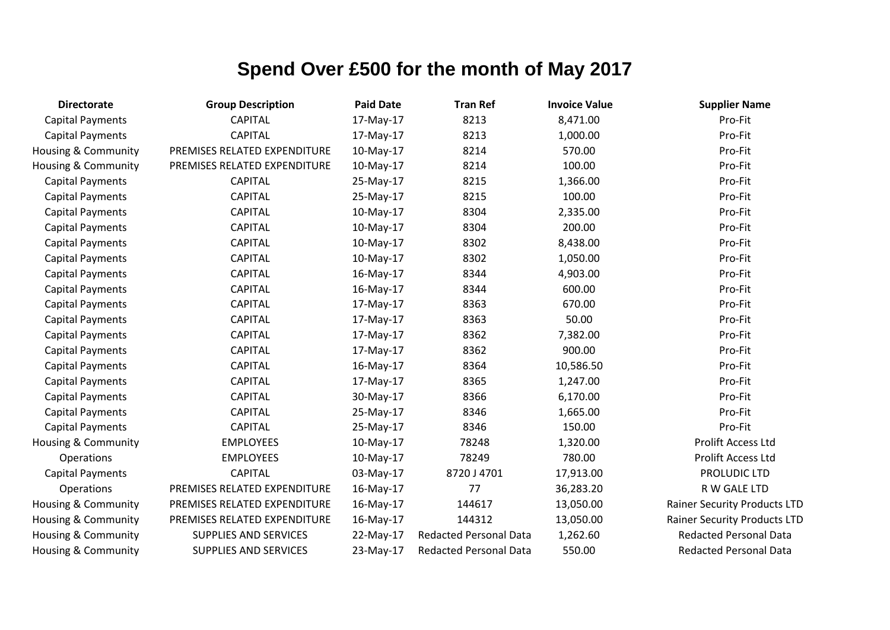# Spend Over £500 for the month of May 2017

| Directorate | Group Description | Paid Date | Tran Ref | Invoice Value | Supplier Name |
|---|---|---|---|---|---|
| Capital Payments | CAPITAL | 17-May-17 | 8213 | 8,471.00 | Pro-Fit |
| Capital Payments | CAPITAL | 17-May-17 | 8213 | 1,000.00 | Pro-Fit |
| Housing & Community | PREMISES RELATED EXPENDITURE | 10-May-17 | 8214 | 570.00 | Pro-Fit |
| Housing & Community | PREMISES RELATED EXPENDITURE | 10-May-17 | 8214 | 100.00 | Pro-Fit |
| Capital Payments | CAPITAL | 25-May-17 | 8215 | 1,366.00 | Pro-Fit |
| Capital Payments | CAPITAL | 25-May-17 | 8215 | 100.00 | Pro-Fit |
| Capital Payments | CAPITAL | 10-May-17 | 8304 | 2,335.00 | Pro-Fit |
| Capital Payments | CAPITAL | 10-May-17 | 8304 | 200.00 | Pro-Fit |
| Capital Payments | CAPITAL | 10-May-17 | 8302 | 8,438.00 | Pro-Fit |
| Capital Payments | CAPITAL | 10-May-17 | 8302 | 1,050.00 | Pro-Fit |
| Capital Payments | CAPITAL | 16-May-17 | 8344 | 4,903.00 | Pro-Fit |
| Capital Payments | CAPITAL | 16-May-17 | 8344 | 600.00 | Pro-Fit |
| Capital Payments | CAPITAL | 17-May-17 | 8363 | 670.00 | Pro-Fit |
| Capital Payments | CAPITAL | 17-May-17 | 8363 | 50.00 | Pro-Fit |
| Capital Payments | CAPITAL | 17-May-17 | 8362 | 7,382.00 | Pro-Fit |
| Capital Payments | CAPITAL | 17-May-17 | 8362 | 900.00 | Pro-Fit |
| Capital Payments | CAPITAL | 16-May-17 | 8364 | 10,586.50 | Pro-Fit |
| Capital Payments | CAPITAL | 17-May-17 | 8365 | 1,247.00 | Pro-Fit |
| Capital Payments | CAPITAL | 30-May-17 | 8366 | 6,170.00 | Pro-Fit |
| Capital Payments | CAPITAL | 25-May-17 | 8346 | 1,665.00 | Pro-Fit |
| Capital Payments | CAPITAL | 25-May-17 | 8346 | 150.00 | Pro-Fit |
| Housing & Community | EMPLOYEES | 10-May-17 | 78248 | 1,320.00 | Prolift Access Ltd |
| Operations | EMPLOYEES | 10-May-17 | 78249 | 780.00 | Prolift Access Ltd |
| Capital Payments | CAPITAL | 03-May-17 | 8720 J 4701 | 17,913.00 | PROLUDIC LTD |
| Operations | PREMISES RELATED EXPENDITURE | 16-May-17 | 77 | 36,283.20 | R W GALE LTD |
| Housing & Community | PREMISES RELATED EXPENDITURE | 16-May-17 | 144617 | 13,050.00 | Rainer Security Products LTD |
| Housing & Community | PREMISES RELATED EXPENDITURE | 16-May-17 | 144312 | 13,050.00 | Rainer Security Products LTD |
| Housing & Community | SUPPLIES AND SERVICES | 22-May-17 | Redacted Personal Data | 1,262.60 | Redacted Personal Data |
| Housing & Community | SUPPLIES AND SERVICES | 23-May-17 | Redacted Personal Data | 550.00 | Redacted Personal Data |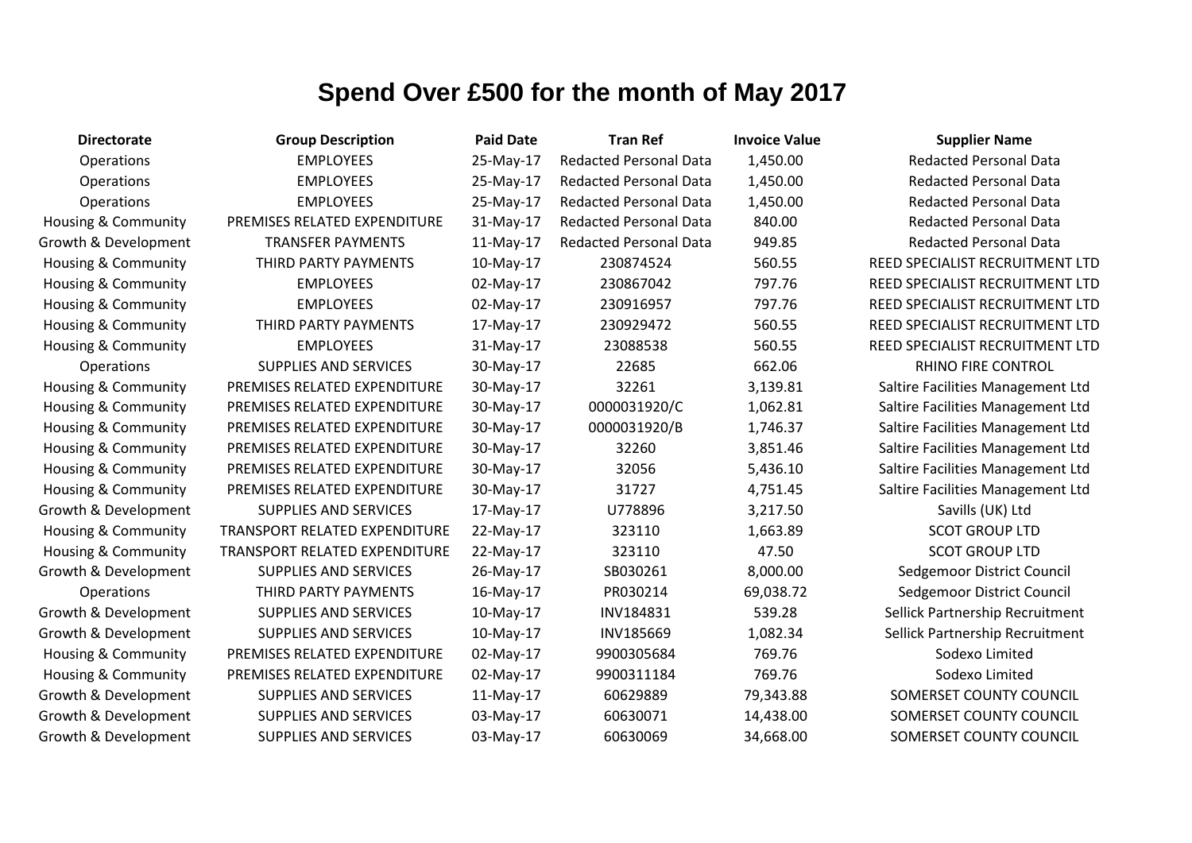# Spend Over £500 for the month of May 2017

| Directorate | Group Description | Paid Date | Tran Ref | Invoice Value | Supplier Name |
|---|---|---|---|---|---|
| Operations | EMPLOYEES | 25-May-17 | Redacted Personal Data | 1,450.00 | Redacted Personal Data |
| Operations | EMPLOYEES | 25-May-17 | Redacted Personal Data | 1,450.00 | Redacted Personal Data |
| Operations | EMPLOYEES | 25-May-17 | Redacted Personal Data | 1,450.00 | Redacted Personal Data |
| Housing & Community | PREMISES RELATED EXPENDITURE | 31-May-17 | Redacted Personal Data | 840.00 | Redacted Personal Data |
| Growth & Development | TRANSFER PAYMENTS | 11-May-17 | Redacted Personal Data | 949.85 | Redacted Personal Data |
| Housing & Community | THIRD PARTY PAYMENTS | 10-May-17 | 230874524 | 560.55 | REED SPECIALIST RECRUITMENT LTD |
| Housing & Community | EMPLOYEES | 02-May-17 | 230867042 | 797.76 | REED SPECIALIST RECRUITMENT LTD |
| Housing & Community | EMPLOYEES | 02-May-17 | 230916957 | 797.76 | REED SPECIALIST RECRUITMENT LTD |
| Housing & Community | THIRD PARTY PAYMENTS | 17-May-17 | 230929472 | 560.55 | REED SPECIALIST RECRUITMENT LTD |
| Housing & Community | EMPLOYEES | 31-May-17 | 23088538 | 560.55 | REED SPECIALIST RECRUITMENT LTD |
| Operations | SUPPLIES AND SERVICES | 30-May-17 | 22685 | 662.06 | RHINO FIRE CONTROL |
| Housing & Community | PREMISES RELATED EXPENDITURE | 30-May-17 | 32261 | 3,139.81 | Saltire Facilities Management Ltd |
| Housing & Community | PREMISES RELATED EXPENDITURE | 30-May-17 | 0000031920/C | 1,062.81 | Saltire Facilities Management Ltd |
| Housing & Community | PREMISES RELATED EXPENDITURE | 30-May-17 | 0000031920/B | 1,746.37 | Saltire Facilities Management Ltd |
| Housing & Community | PREMISES RELATED EXPENDITURE | 30-May-17 | 32260 | 3,851.46 | Saltire Facilities Management Ltd |
| Housing & Community | PREMISES RELATED EXPENDITURE | 30-May-17 | 32056 | 5,436.10 | Saltire Facilities Management Ltd |
| Housing & Community | PREMISES RELATED EXPENDITURE | 30-May-17 | 31727 | 4,751.45 | Saltire Facilities Management Ltd |
| Growth & Development | SUPPLIES AND SERVICES | 17-May-17 | U778896 | 3,217.50 | Savills (UK) Ltd |
| Housing & Community | TRANSPORT RELATED EXPENDITURE | 22-May-17 | 323110 | 1,663.89 | SCOT GROUP LTD |
| Housing & Community | TRANSPORT RELATED EXPENDITURE | 22-May-17 | 323110 | 47.50 | SCOT GROUP LTD |
| Growth & Development | SUPPLIES AND SERVICES | 26-May-17 | SB030261 | 8,000.00 | Sedgemoor District Council |
| Operations | THIRD PARTY PAYMENTS | 16-May-17 | PR030214 | 69,038.72 | Sedgemoor District Council |
| Growth & Development | SUPPLIES AND SERVICES | 10-May-17 | INV184831 | 539.28 | Sellick Partnership Recruitment |
| Growth & Development | SUPPLIES AND SERVICES | 10-May-17 | INV185669 | 1,082.34 | Sellick Partnership Recruitment |
| Housing & Community | PREMISES RELATED EXPENDITURE | 02-May-17 | 9900305684 | 769.76 | Sodexo Limited |
| Housing & Community | PREMISES RELATED EXPENDITURE | 02-May-17 | 9900311184 | 769.76 | Sodexo Limited |
| Growth & Development | SUPPLIES AND SERVICES | 11-May-17 | 60629889 | 79,343.88 | SOMERSET COUNTY COUNCIL |
| Growth & Development | SUPPLIES AND SERVICES | 03-May-17 | 60630071 | 14,438.00 | SOMERSET COUNTY COUNCIL |
| Growth & Development | SUPPLIES AND SERVICES | 03-May-17 | 60630069 | 34,668.00 | SOMERSET COUNTY COUNCIL |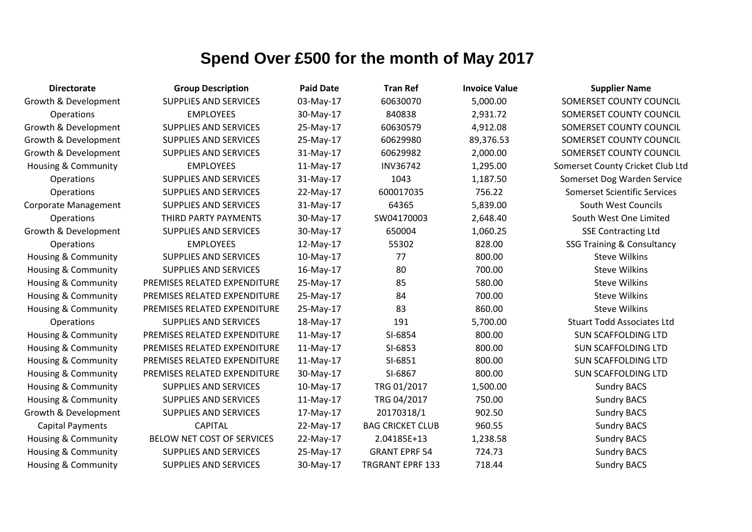# Spend Over £500 for the month of May 2017

| Directorate | Group Description | Paid Date | Tran Ref | Invoice Value | Supplier Name |
|---|---|---|---|---|---|
| Growth & Development | SUPPLIES AND SERVICES | 03-May-17 | 60630070 | 5,000.00 | SOMERSET COUNTY COUNCIL |
| Operations | EMPLOYEES | 30-May-17 | 840838 | 2,931.72 | SOMERSET COUNTY COUNCIL |
| Growth & Development | SUPPLIES AND SERVICES | 25-May-17 | 60630579 | 4,912.08 | SOMERSET COUNTY COUNCIL |
| Growth & Development | SUPPLIES AND SERVICES | 25-May-17 | 60629980 | 89,376.53 | SOMERSET COUNTY COUNCIL |
| Growth & Development | SUPPLIES AND SERVICES | 31-May-17 | 60629982 | 2,000.00 | SOMERSET COUNTY COUNCIL |
| Housing & Community | EMPLOYEES | 11-May-17 | INV36742 | 1,295.00 | Somerset County Cricket Club Ltd |
| Operations | SUPPLIES AND SERVICES | 31-May-17 | 1043 | 1,187.50 | Somerset Dog Warden Service |
| Operations | SUPPLIES AND SERVICES | 22-May-17 | 600017035 | 756.22 | Somerset Scientific Services |
| Corporate Management | SUPPLIES AND SERVICES | 31-May-17 | 64365 | 5,839.00 | South West Councils |
| Operations | THIRD PARTY PAYMENTS | 30-May-17 | SW04170003 | 2,648.40 | South West One Limited |
| Growth & Development | SUPPLIES AND SERVICES | 30-May-17 | 650004 | 1,060.25 | SSE Contracting Ltd |
| Operations | EMPLOYEES | 12-May-17 | 55302 | 828.00 | SSG Training & Consultancy |
| Housing & Community | SUPPLIES AND SERVICES | 10-May-17 | 77 | 800.00 | Steve Wilkins |
| Housing & Community | SUPPLIES AND SERVICES | 16-May-17 | 80 | 700.00 | Steve Wilkins |
| Housing & Community | PREMISES RELATED EXPENDITURE | 25-May-17 | 85 | 580.00 | Steve Wilkins |
| Housing & Community | PREMISES RELATED EXPENDITURE | 25-May-17 | 84 | 700.00 | Steve Wilkins |
| Housing & Community | PREMISES RELATED EXPENDITURE | 25-May-17 | 83 | 860.00 | Steve Wilkins |
| Operations | SUPPLIES AND SERVICES | 18-May-17 | 191 | 5,700.00 | Stuart Todd Associates Ltd |
| Housing & Community | PREMISES RELATED EXPENDITURE | 11-May-17 | SI-6854 | 800.00 | SUN SCAFFOLDING LTD |
| Housing & Community | PREMISES RELATED EXPENDITURE | 11-May-17 | SI-6853 | 800.00 | SUN SCAFFOLDING LTD |
| Housing & Community | PREMISES RELATED EXPENDITURE | 11-May-17 | SI-6851 | 800.00 | SUN SCAFFOLDING LTD |
| Housing & Community | PREMISES RELATED EXPENDITURE | 30-May-17 | SI-6867 | 800.00 | SUN SCAFFOLDING LTD |
| Housing & Community | SUPPLIES AND SERVICES | 10-May-17 | TRG 01/2017 | 1,500.00 | Sundry BACS |
| Housing & Community | SUPPLIES AND SERVICES | 11-May-17 | TRG 04/2017 | 750.00 | Sundry BACS |
| Growth & Development | SUPPLIES AND SERVICES | 17-May-17 | 20170318/1 | 902.50 | Sundry BACS |
| Capital Payments | CAPITAL | 22-May-17 | BAG CRICKET CLUB | 960.55 | Sundry BACS |
| Housing & Community | BELOW NET COST OF SERVICES | 22-May-17 | 2.04185E+13 | 1,238.58 | Sundry BACS |
| Housing & Community | SUPPLIES AND SERVICES | 25-May-17 | GRANT EPRF 54 | 724.73 | Sundry BACS |
| Housing & Community | SUPPLIES AND SERVICES | 30-May-17 | TRGRANT EPRF 133 | 718.44 | Sundry BACS |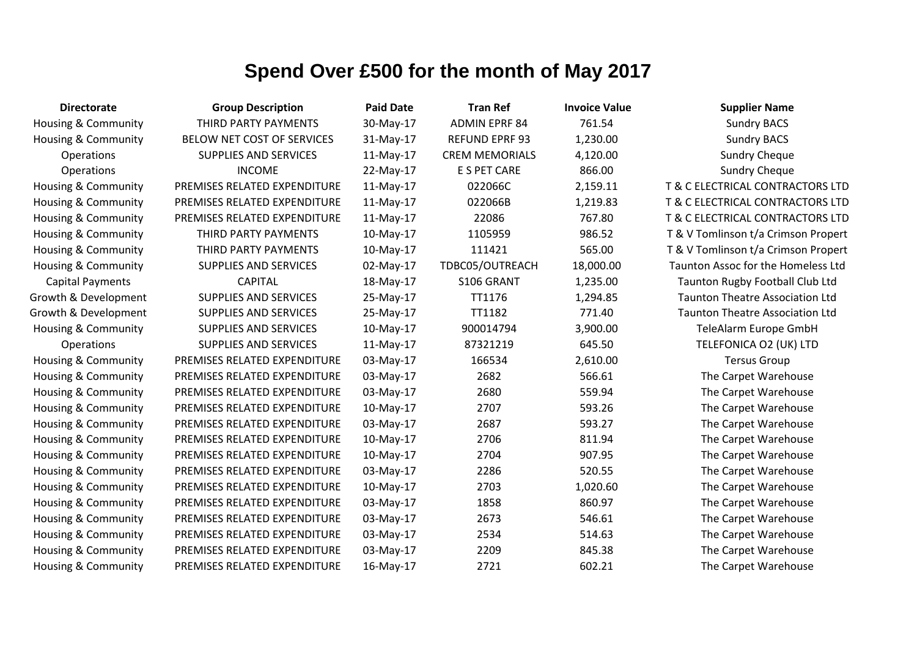# Spend Over £500 for the month of May 2017

| Directorate | Group Description | Paid Date | Tran Ref | Invoice Value | Supplier Name |
|---|---|---|---|---|---|
| Housing & Community | THIRD PARTY PAYMENTS | 30-May-17 | ADMIN EPRF 84 | 761.54 | Sundry BACS |
| Housing & Community | BELOW NET COST OF SERVICES | 31-May-17 | REFUND EPRF 93 | 1,230.00 | Sundry BACS |
| Operations | SUPPLIES AND SERVICES | 11-May-17 | CREM MEMORIALS | 4,120.00 | Sundry Cheque |
| Operations | INCOME | 22-May-17 | E S PET CARE | 866.00 | Sundry Cheque |
| Housing & Community | PREMISES RELATED EXPENDITURE | 11-May-17 | 022066C | 2,159.11 | T & C ELECTRICAL CONTRACTORS LTD |
| Housing & Community | PREMISES RELATED EXPENDITURE | 11-May-17 | 022066B | 1,219.83 | T & C ELECTRICAL CONTRACTORS LTD |
| Housing & Community | PREMISES RELATED EXPENDITURE | 11-May-17 | 22086 | 767.80 | T & C ELECTRICAL CONTRACTORS LTD |
| Housing & Community | THIRD PARTY PAYMENTS | 10-May-17 | 1105959 | 986.52 | T & V Tomlinson t/a Crimson Propert |
| Housing & Community | THIRD PARTY PAYMENTS | 10-May-17 | 111421 | 565.00 | T & V Tomlinson t/a Crimson Propert |
| Housing & Community | SUPPLIES AND SERVICES | 02-May-17 | TDBC05/OUTREACH | 18,000.00 | Taunton Assoc for the Homeless Ltd |
| Capital Payments | CAPITAL | 18-May-17 | S106 GRANT | 1,235.00 | Taunton Rugby Football Club Ltd |
| Growth & Development | SUPPLIES AND SERVICES | 25-May-17 | TT1176 | 1,294.85 | Taunton Theatre Association Ltd |
| Growth & Development | SUPPLIES AND SERVICES | 25-May-17 | TT1182 | 771.40 | Taunton Theatre Association Ltd |
| Housing & Community | SUPPLIES AND SERVICES | 10-May-17 | 900014794 | 3,900.00 | TeleAlarm Europe GmbH |
| Operations | SUPPLIES AND SERVICES | 11-May-17 | 87321219 | 645.50 | TELEFONICA O2 (UK) LTD |
| Housing & Community | PREMISES RELATED EXPENDITURE | 03-May-17 | 166534 | 2,610.00 | Tersus Group |
| Housing & Community | PREMISES RELATED EXPENDITURE | 03-May-17 | 2682 | 566.61 | The Carpet Warehouse |
| Housing & Community | PREMISES RELATED EXPENDITURE | 03-May-17 | 2680 | 559.94 | The Carpet Warehouse |
| Housing & Community | PREMISES RELATED EXPENDITURE | 10-May-17 | 2707 | 593.26 | The Carpet Warehouse |
| Housing & Community | PREMISES RELATED EXPENDITURE | 03-May-17 | 2687 | 593.27 | The Carpet Warehouse |
| Housing & Community | PREMISES RELATED EXPENDITURE | 10-May-17 | 2706 | 811.94 | The Carpet Warehouse |
| Housing & Community | PREMISES RELATED EXPENDITURE | 10-May-17 | 2704 | 907.95 | The Carpet Warehouse |
| Housing & Community | PREMISES RELATED EXPENDITURE | 03-May-17 | 2286 | 520.55 | The Carpet Warehouse |
| Housing & Community | PREMISES RELATED EXPENDITURE | 10-May-17 | 2703 | 1,020.60 | The Carpet Warehouse |
| Housing & Community | PREMISES RELATED EXPENDITURE | 03-May-17 | 1858 | 860.97 | The Carpet Warehouse |
| Housing & Community | PREMISES RELATED EXPENDITURE | 03-May-17 | 2673 | 546.61 | The Carpet Warehouse |
| Housing & Community | PREMISES RELATED EXPENDITURE | 03-May-17 | 2534 | 514.63 | The Carpet Warehouse |
| Housing & Community | PREMISES RELATED EXPENDITURE | 03-May-17 | 2209 | 845.38 | The Carpet Warehouse |
| Housing & Community | PREMISES RELATED EXPENDITURE | 16-May-17 | 2721 | 602.21 | The Carpet Warehouse |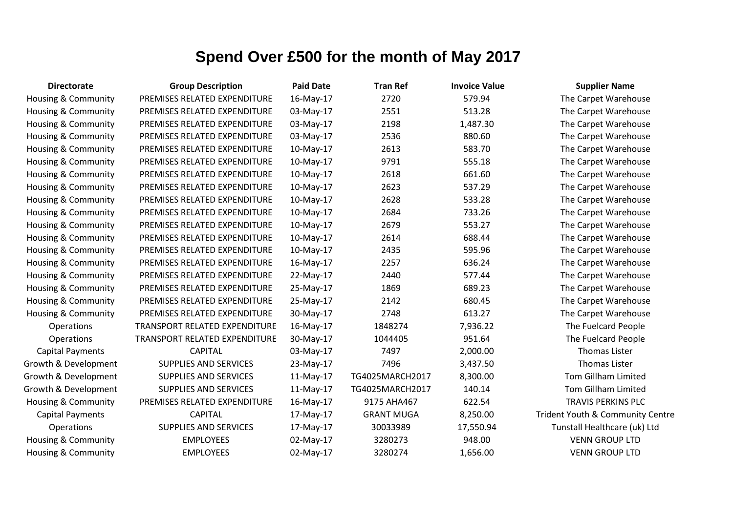# Spend Over £500 for the month of May 2017

| Directorate | Group Description | Paid Date | Tran Ref | Invoice Value | Supplier Name |
|---|---|---|---|---|---|
| Housing & Community | PREMISES RELATED EXPENDITURE | 16-May-17 | 2720 | 579.94 | The Carpet Warehouse |
| Housing & Community | PREMISES RELATED EXPENDITURE | 03-May-17 | 2551 | 513.28 | The Carpet Warehouse |
| Housing & Community | PREMISES RELATED EXPENDITURE | 03-May-17 | 2198 | 1,487.30 | The Carpet Warehouse |
| Housing & Community | PREMISES RELATED EXPENDITURE | 03-May-17 | 2536 | 880.60 | The Carpet Warehouse |
| Housing & Community | PREMISES RELATED EXPENDITURE | 10-May-17 | 2613 | 583.70 | The Carpet Warehouse |
| Housing & Community | PREMISES RELATED EXPENDITURE | 10-May-17 | 9791 | 555.18 | The Carpet Warehouse |
| Housing & Community | PREMISES RELATED EXPENDITURE | 10-May-17 | 2618 | 661.60 | The Carpet Warehouse |
| Housing & Community | PREMISES RELATED EXPENDITURE | 10-May-17 | 2623 | 537.29 | The Carpet Warehouse |
| Housing & Community | PREMISES RELATED EXPENDITURE | 10-May-17 | 2628 | 533.28 | The Carpet Warehouse |
| Housing & Community | PREMISES RELATED EXPENDITURE | 10-May-17 | 2684 | 733.26 | The Carpet Warehouse |
| Housing & Community | PREMISES RELATED EXPENDITURE | 10-May-17 | 2679 | 553.27 | The Carpet Warehouse |
| Housing & Community | PREMISES RELATED EXPENDITURE | 10-May-17 | 2614 | 688.44 | The Carpet Warehouse |
| Housing & Community | PREMISES RELATED EXPENDITURE | 10-May-17 | 2435 | 595.96 | The Carpet Warehouse |
| Housing & Community | PREMISES RELATED EXPENDITURE | 16-May-17 | 2257 | 636.24 | The Carpet Warehouse |
| Housing & Community | PREMISES RELATED EXPENDITURE | 22-May-17 | 2440 | 577.44 | The Carpet Warehouse |
| Housing & Community | PREMISES RELATED EXPENDITURE | 25-May-17 | 1869 | 689.23 | The Carpet Warehouse |
| Housing & Community | PREMISES RELATED EXPENDITURE | 25-May-17 | 2142 | 680.45 | The Carpet Warehouse |
| Housing & Community | PREMISES RELATED EXPENDITURE | 30-May-17 | 2748 | 613.27 | The Carpet Warehouse |
| Operations | TRANSPORT RELATED EXPENDITURE | 16-May-17 | 1848274 | 7,936.22 | The Fuelcard People |
| Operations | TRANSPORT RELATED EXPENDITURE | 30-May-17 | 1044405 | 951.64 | The Fuelcard People |
| Capital Payments | CAPITAL | 03-May-17 | 7497 | 2,000.00 | Thomas Lister |
| Growth & Development | SUPPLIES AND SERVICES | 23-May-17 | 7496 | 3,437.50 | Thomas Lister |
| Growth & Development | SUPPLIES AND SERVICES | 11-May-17 | TG4025MARCH2017 | 8,300.00 | Tom Gillham Limited |
| Growth & Development | SUPPLIES AND SERVICES | 11-May-17 | TG4025MARCH2017 | 140.14 | Tom Gillham Limited |
| Housing & Community | PREMISES RELATED EXPENDITURE | 16-May-17 | 9175 AHA467 | 622.54 | TRAVIS PERKINS PLC |
| Capital Payments | CAPITAL | 17-May-17 | GRANT MUGA | 8,250.00 | Trident Youth & Community Centre |
| Operations | SUPPLIES AND SERVICES | 17-May-17 | 30033989 | 17,550.94 | Tunstall Healthcare (uk) Ltd |
| Housing & Community | EMPLOYEES | 02-May-17 | 3280273 | 948.00 | VENN GROUP LTD |
| Housing & Community | EMPLOYEES | 02-May-17 | 3280274 | 1,656.00 | VENN GROUP LTD |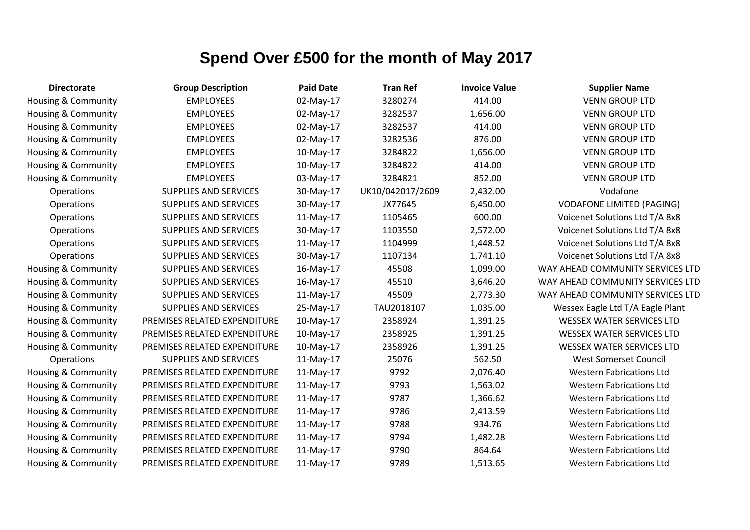# Spend Over £500 for the month of May 2017

| Directorate | Group Description | Paid Date | Tran Ref | Invoice Value | Supplier Name |
|---|---|---|---|---|---|
| Housing & Community | EMPLOYEES | 02-May-17 | 3280274 | 414.00 | VENN GROUP LTD |
| Housing & Community | EMPLOYEES | 02-May-17 | 3282537 | 1,656.00 | VENN GROUP LTD |
| Housing & Community | EMPLOYEES | 02-May-17 | 3282537 | 414.00 | VENN GROUP LTD |
| Housing & Community | EMPLOYEES | 02-May-17 | 3282536 | 876.00 | VENN GROUP LTD |
| Housing & Community | EMPLOYEES | 10-May-17 | 3284822 | 1,656.00 | VENN GROUP LTD |
| Housing & Community | EMPLOYEES | 10-May-17 | 3284822 | 414.00 | VENN GROUP LTD |
| Housing & Community | EMPLOYEES | 03-May-17 | 3284821 | 852.00 | VENN GROUP LTD |
| Operations | SUPPLIES AND SERVICES | 30-May-17 | UK10/042017/2609 | 2,432.00 | Vodafone |
| Operations | SUPPLIES AND SERVICES | 30-May-17 | JX77645 | 6,450.00 | VODAFONE LIMITED (PAGING) |
| Operations | SUPPLIES AND SERVICES | 11-May-17 | 1105465 | 600.00 | Voicenet Solutions Ltd T/A 8x8 |
| Operations | SUPPLIES AND SERVICES | 30-May-17 | 1103550 | 2,572.00 | Voicenet Solutions Ltd T/A 8x8 |
| Operations | SUPPLIES AND SERVICES | 11-May-17 | 1104999 | 1,448.52 | Voicenet Solutions Ltd T/A 8x8 |
| Operations | SUPPLIES AND SERVICES | 30-May-17 | 1107134 | 1,741.10 | Voicenet Solutions Ltd T/A 8x8 |
| Housing & Community | SUPPLIES AND SERVICES | 16-May-17 | 45508 | 1,099.00 | WAY AHEAD COMMUNITY SERVICES LTD |
| Housing & Community | SUPPLIES AND SERVICES | 16-May-17 | 45510 | 3,646.20 | WAY AHEAD COMMUNITY SERVICES LTD |
| Housing & Community | SUPPLIES AND SERVICES | 11-May-17 | 45509 | 2,773.30 | WAY AHEAD COMMUNITY SERVICES LTD |
| Housing & Community | SUPPLIES AND SERVICES | 25-May-17 | TAU2018107 | 1,035.00 | Wessex Eagle Ltd T/A Eagle Plant |
| Housing & Community | PREMISES RELATED EXPENDITURE | 10-May-17 | 2358924 | 1,391.25 | WESSEX WATER SERVICES LTD |
| Housing & Community | PREMISES RELATED EXPENDITURE | 10-May-17 | 2358925 | 1,391.25 | WESSEX WATER SERVICES LTD |
| Housing & Community | PREMISES RELATED EXPENDITURE | 10-May-17 | 2358926 | 1,391.25 | WESSEX WATER SERVICES LTD |
| Operations | SUPPLIES AND SERVICES | 11-May-17 | 25076 | 562.50 | West Somerset Council |
| Housing & Community | PREMISES RELATED EXPENDITURE | 11-May-17 | 9792 | 2,076.40 | Western Fabrications Ltd |
| Housing & Community | PREMISES RELATED EXPENDITURE | 11-May-17 | 9793 | 1,563.02 | Western Fabrications Ltd |
| Housing & Community | PREMISES RELATED EXPENDITURE | 11-May-17 | 9787 | 1,366.62 | Western Fabrications Ltd |
| Housing & Community | PREMISES RELATED EXPENDITURE | 11-May-17 | 9786 | 2,413.59 | Western Fabrications Ltd |
| Housing & Community | PREMISES RELATED EXPENDITURE | 11-May-17 | 9788 | 934.76 | Western Fabrications Ltd |
| Housing & Community | PREMISES RELATED EXPENDITURE | 11-May-17 | 9794 | 1,482.28 | Western Fabrications Ltd |
| Housing & Community | PREMISES RELATED EXPENDITURE | 11-May-17 | 9790 | 864.64 | Western Fabrications Ltd |
| Housing & Community | PREMISES RELATED EXPENDITURE | 11-May-17 | 9789 | 1,513.65 | Western Fabrications Ltd |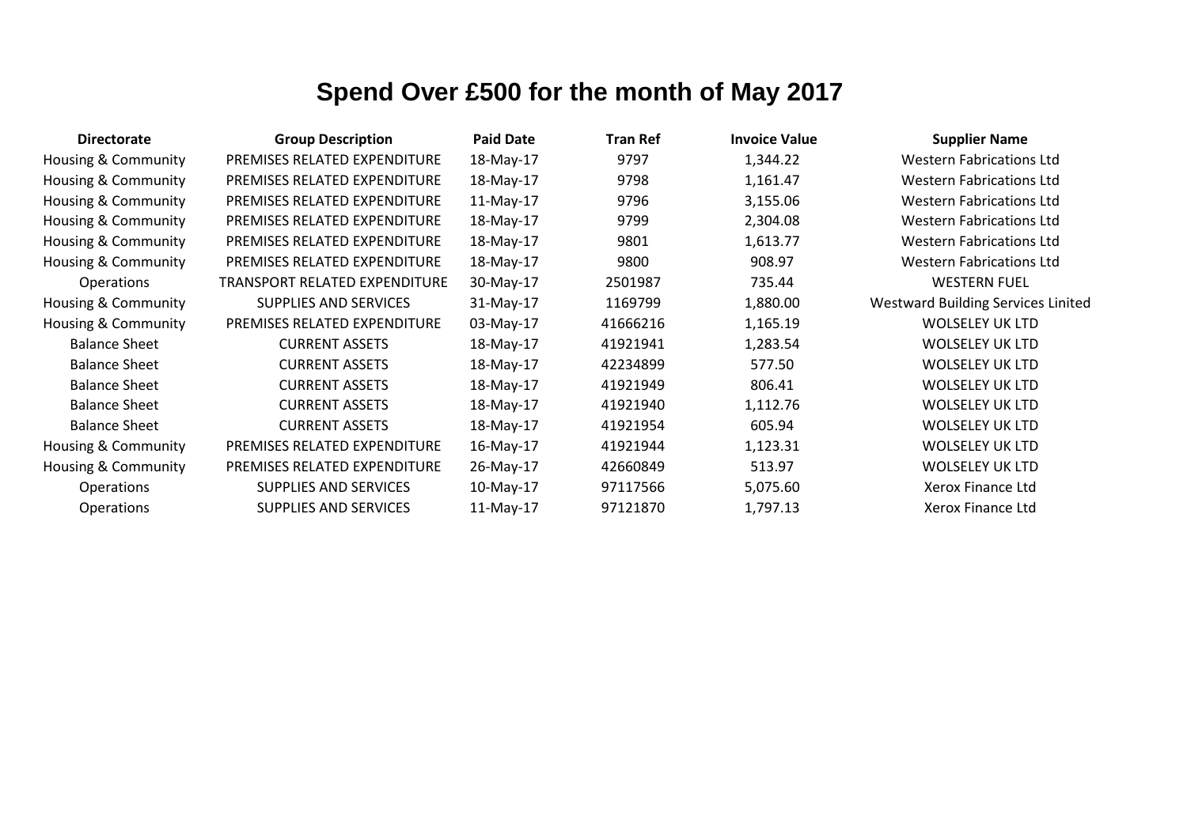# Spend Over £500 for the month of May 2017

| Directorate | Group Description | Paid Date | Tran Ref | Invoice Value | Supplier Name |
|---|---|---|---|---|---|
| Housing & Community | PREMISES RELATED EXPENDITURE | 18-May-17 | 9797 | 1,344.22 | Western Fabrications Ltd |
| Housing & Community | PREMISES RELATED EXPENDITURE | 18-May-17 | 9798 | 1,161.47 | Western Fabrications Ltd |
| Housing & Community | PREMISES RELATED EXPENDITURE | 11-May-17 | 9796 | 3,155.06 | Western Fabrications Ltd |
| Housing & Community | PREMISES RELATED EXPENDITURE | 18-May-17 | 9799 | 2,304.08 | Western Fabrications Ltd |
| Housing & Community | PREMISES RELATED EXPENDITURE | 18-May-17 | 9801 | 1,613.77 | Western Fabrications Ltd |
| Housing & Community | PREMISES RELATED EXPENDITURE | 18-May-17 | 9800 | 908.97 | Western Fabrications Ltd |
| Operations | TRANSPORT RELATED EXPENDITURE | 30-May-17 | 2501987 | 735.44 | WESTERN FUEL |
| Housing & Community | SUPPLIES AND SERVICES | 31-May-17 | 1169799 | 1,880.00 | Westward Building Services Linited |
| Housing & Community | PREMISES RELATED EXPENDITURE | 03-May-17 | 41666216 | 1,165.19 | WOLSELEY UK LTD |
| Balance Sheet | CURRENT ASSETS | 18-May-17 | 41921941 | 1,283.54 | WOLSELEY UK LTD |
| Balance Sheet | CURRENT ASSETS | 18-May-17 | 42234899 | 577.50 | WOLSELEY UK LTD |
| Balance Sheet | CURRENT ASSETS | 18-May-17 | 41921949 | 806.41 | WOLSELEY UK LTD |
| Balance Sheet | CURRENT ASSETS | 18-May-17 | 41921940 | 1,112.76 | WOLSELEY UK LTD |
| Balance Sheet | CURRENT ASSETS | 18-May-17 | 41921954 | 605.94 | WOLSELEY UK LTD |
| Housing & Community | PREMISES RELATED EXPENDITURE | 16-May-17 | 41921944 | 1,123.31 | WOLSELEY UK LTD |
| Housing & Community | PREMISES RELATED EXPENDITURE | 26-May-17 | 42660849 | 513.97 | WOLSELEY UK LTD |
| Operations | SUPPLIES AND SERVICES | 10-May-17 | 97117566 | 5,075.60 | Xerox Finance Ltd |
| Operations | SUPPLIES AND SERVICES | 11-May-17 | 97121870 | 1,797.13 | Xerox Finance Ltd |